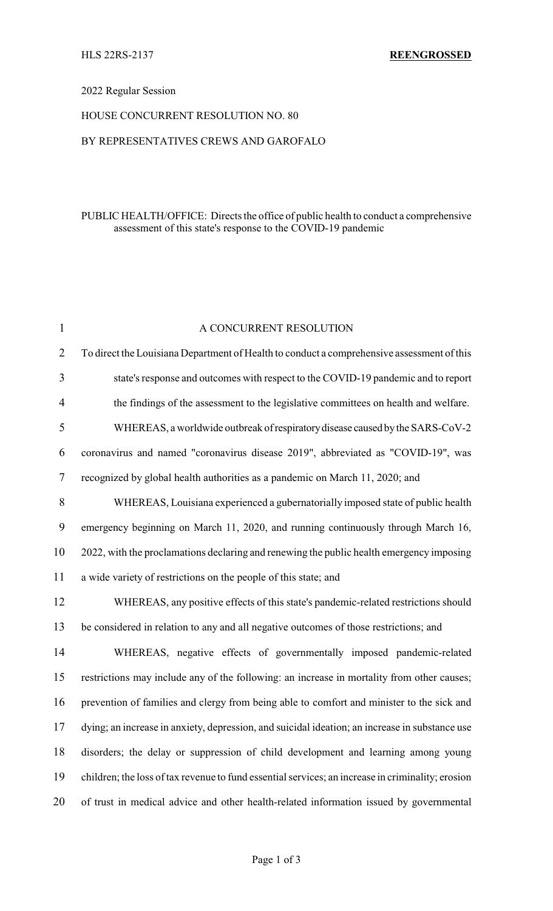HLS 22RS-2137 **REENGROSSED**

2022 Regular Session

HOUSE CONCURRENT RESOLUTION NO. 80

BY REPRESENTATIVES CREWS AND GAROFALO

PUBLIC HEALTH/OFFICE: Directs the office of public health to conduct a comprehensive assessment of this state's response to the COVID-19 pandemic

A CONCURRENT RESOLUTION

To direct the Louisiana Department of Health to conduct a comprehensive assessment of this state's response and outcomes with respect to the COVID-19 pandemic and to report the findings of the assessment to the legislative committees on health and welfare.

WHEREAS, a worldwide outbreak of respiratory disease caused by the SARS-CoV-2 coronavirus and named "coronavirus disease 2019", abbreviated as "COVID-19", was recognized by global health authorities as a pandemic on March 11, 2020; and

WHEREAS, Louisiana experienced a gubernatorially imposed state of public health emergency beginning on March 11, 2020, and running continuously through March 16, 2022, with the proclamations declaring and renewing the public health emergency imposing a wide variety of restrictions on the people of this state; and

WHEREAS, any positive effects of this state's pandemic-related restrictions should be considered in relation to any and all negative outcomes of those restrictions; and

WHEREAS, negative effects of governmentally imposed pandemic-related restrictions may include any of the following: an increase in mortality from other causes; prevention of families and clergy from being able to comfort and minister to the sick and dying; an increase in anxiety, depression, and suicidal ideation; an increase in substance use disorders; the delay or suppression of child development and learning among young children; the loss of tax revenue to fund essential services; an increase in criminality; erosion of trust in medical advice and other health-related information issued by governmental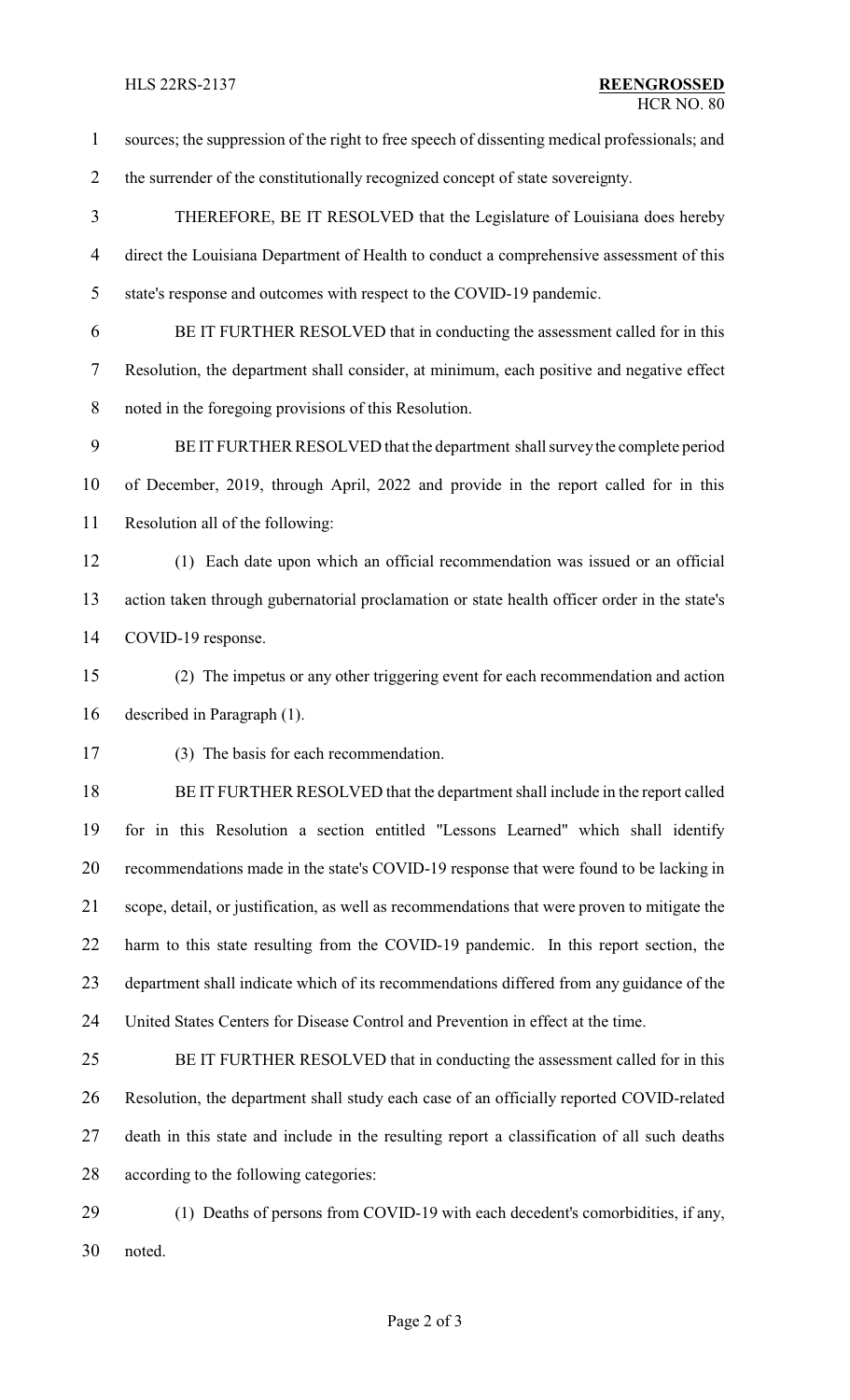sources; the suppression of the right to free speech of dissenting medical professionals; and the surrender of the constitutionally recognized concept of state sovereignty.

THEREFORE, BE IT RESOLVED that the Legislature of Louisiana does hereby direct the Louisiana Department of Health to conduct a comprehensive assessment of this state's response and outcomes with respect to the COVID-19 pandemic.

BE IT FURTHER RESOLVED that in conducting the assessment called for in this Resolution, the department shall consider, at minimum, each positive and negative effect noted in the foregoing provisions of this Resolution.

BE IT FURTHER RESOLVED that the department shall survey the complete period of December, 2019, through April, 2022 and provide in the report called for in this Resolution all of the following:

(1) Each date upon which an official recommendation was issued or an official action taken through gubernatorial proclamation or state health officer order in the state's COVID-19 response.

(2) The impetus or any other triggering event for each recommendation and action described in Paragraph (1).

(3) The basis for each recommendation.

BE IT FURTHER RESOLVED that the department shall include in the report called for in this Resolution a section entitled "Lessons Learned" which shall identify recommendations made in the state's COVID-19 response that were found to be lacking in scope, detail, or justification, as well as recommendations that were proven to mitigate the harm to this state resulting from the COVID-19 pandemic. In this report section, the department shall indicate which of its recommendations differed from any guidance of the United States Centers for Disease Control and Prevention in effect at the time.

BE IT FURTHER RESOLVED that in conducting the assessment called for in this Resolution, the department shall study each case of an officially reported COVID-related death in this state and include in the resulting report a classification of all such deaths according to the following categories:

(1) Deaths of persons from COVID-19 with each decedent's comorbidities, if any, noted.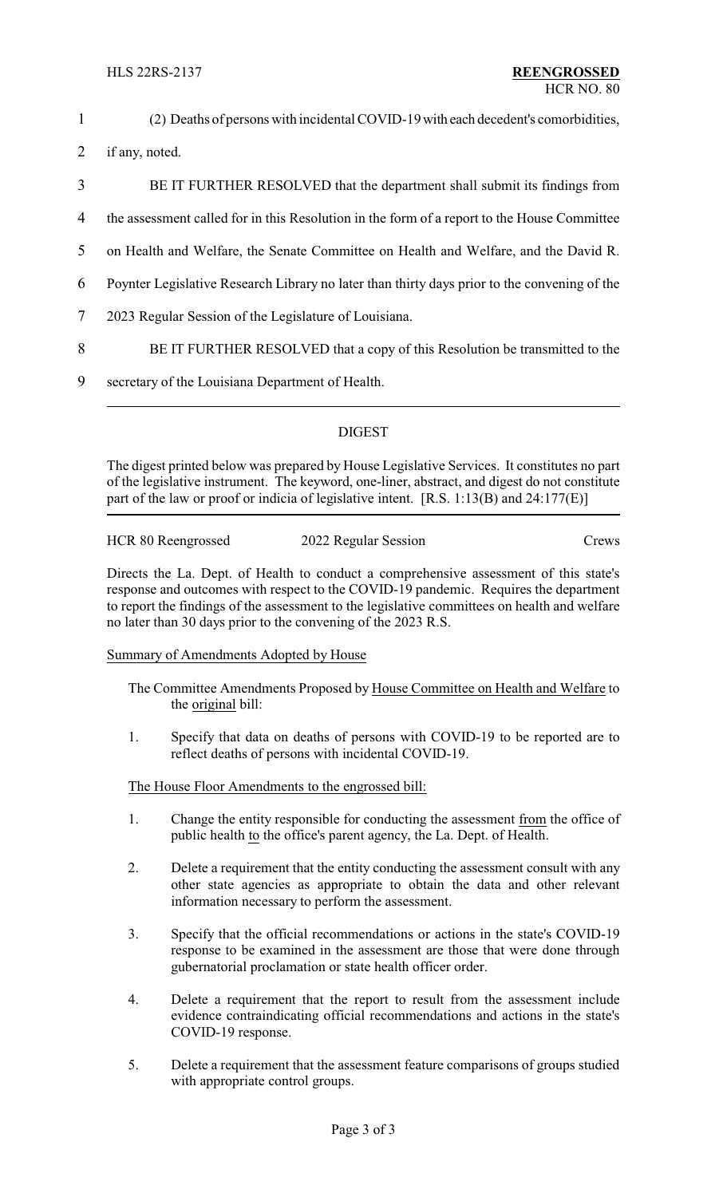(2) Deaths of persons with incidental COVID-19 with each decedent's comorbidities, if any, noted.

BE IT FURTHER RESOLVED that the department shall submit its findings from the assessment called for in this Resolution in the form of a report to the House Committee on Health and Welfare, the Senate Committee on Health and Welfare, and the David R. Poynter Legislative Research Library no later than thirty days prior to the convening of the 2023 Regular Session of the Legislature of Louisiana.

BE IT FURTHER RESOLVED that a copy of this Resolution be transmitted to the secretary of the Louisiana Department of Health.

## DIGEST

The digest printed below was prepared by House Legislative Services. It constitutes no part of the legislative instrument. The keyword, one-liner, abstract, and digest do not constitute part of the law or proof or indicia of legislative intent. [R.S. 1:13(B) and 24:177(E)]

HCR 80 Reengrossed — 2022 Regular Session — Crews

Directs the La. Dept. of Health to conduct a comprehensive assessment of this state's response and outcomes with respect to the COVID-19 pandemic. Requires the department to report the findings of the assessment to the legislative committees on health and welfare no later than 30 days prior to the convening of the 2023 R.S.

Summary of Amendments Adopted by House

The Committee Amendments Proposed by House Committee on Health and Welfare to the original bill:

1. Specify that data on deaths of persons with COVID-19 to be reported are to reflect deaths of persons with incidental COVID-19.

The House Floor Amendments to the engrossed bill:

1. Change the entity responsible for conducting the assessment from the office of public health to the office's parent agency, the La. Dept. of Health.
2. Delete a requirement that the entity conducting the assessment consult with any other state agencies as appropriate to obtain the data and other relevant information necessary to perform the assessment.
3. Specify that the official recommendations or actions in the state's COVID-19 response to be examined in the assessment are those that were done through gubernatorial proclamation or state health officer order.
4. Delete a requirement that the report to result from the assessment include evidence contraindicating official recommendations and actions in the state's COVID-19 response.
5. Delete a requirement that the assessment feature comparisons of groups studied with appropriate control groups.